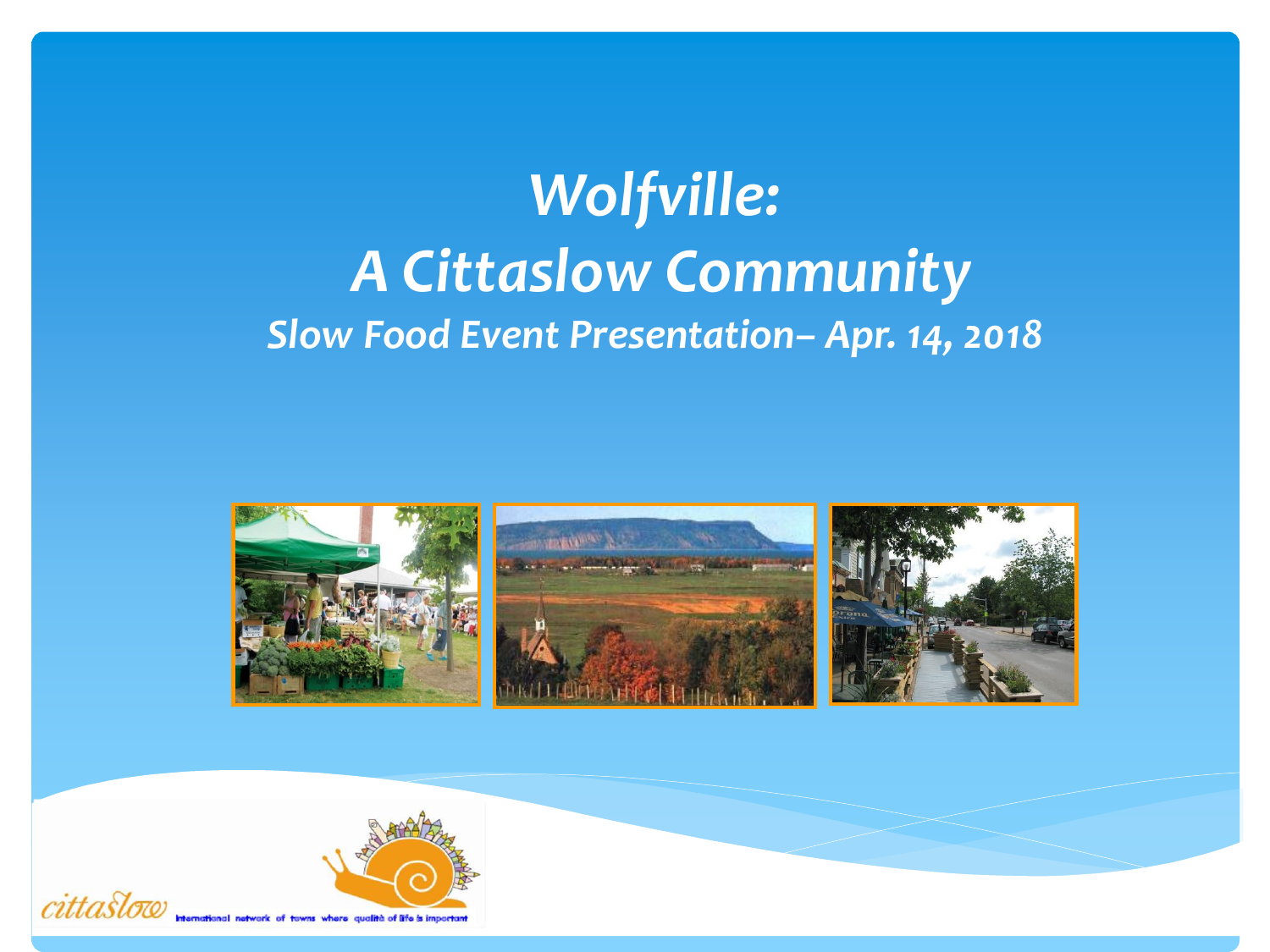# *Wolfville:*
# *A Cittaslow Community*
## *Slow Food Event Presentation– Apr. 14, 2018*

cittaslow International network of towns where qualità of life is important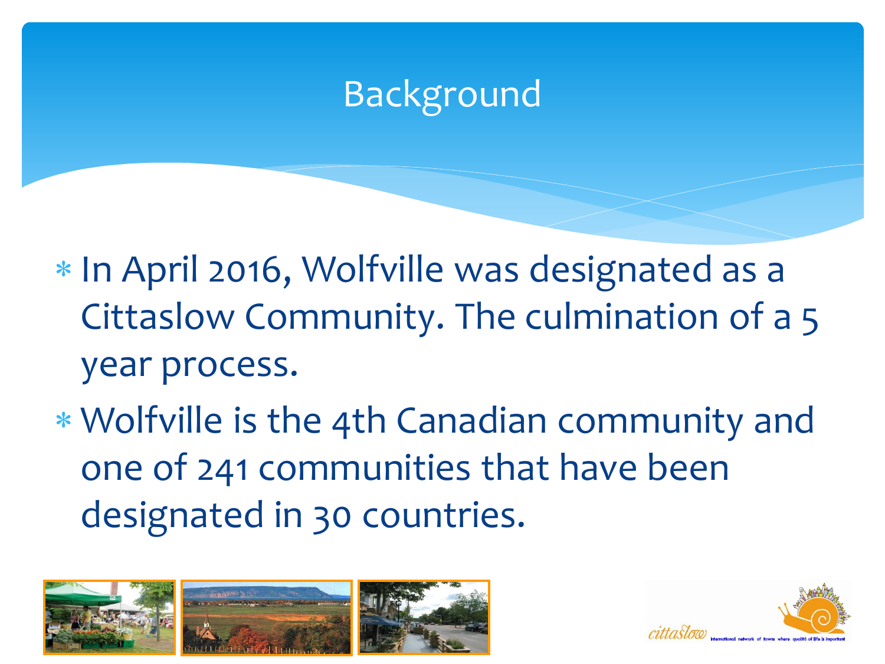# Background

* In April 2016, Wolfville was designated as a Cittaslow Community. The culmination of a 5 year process.
* Wolfville is the 4th Canadian community and one of 241 communities that have been designated in 30 countries.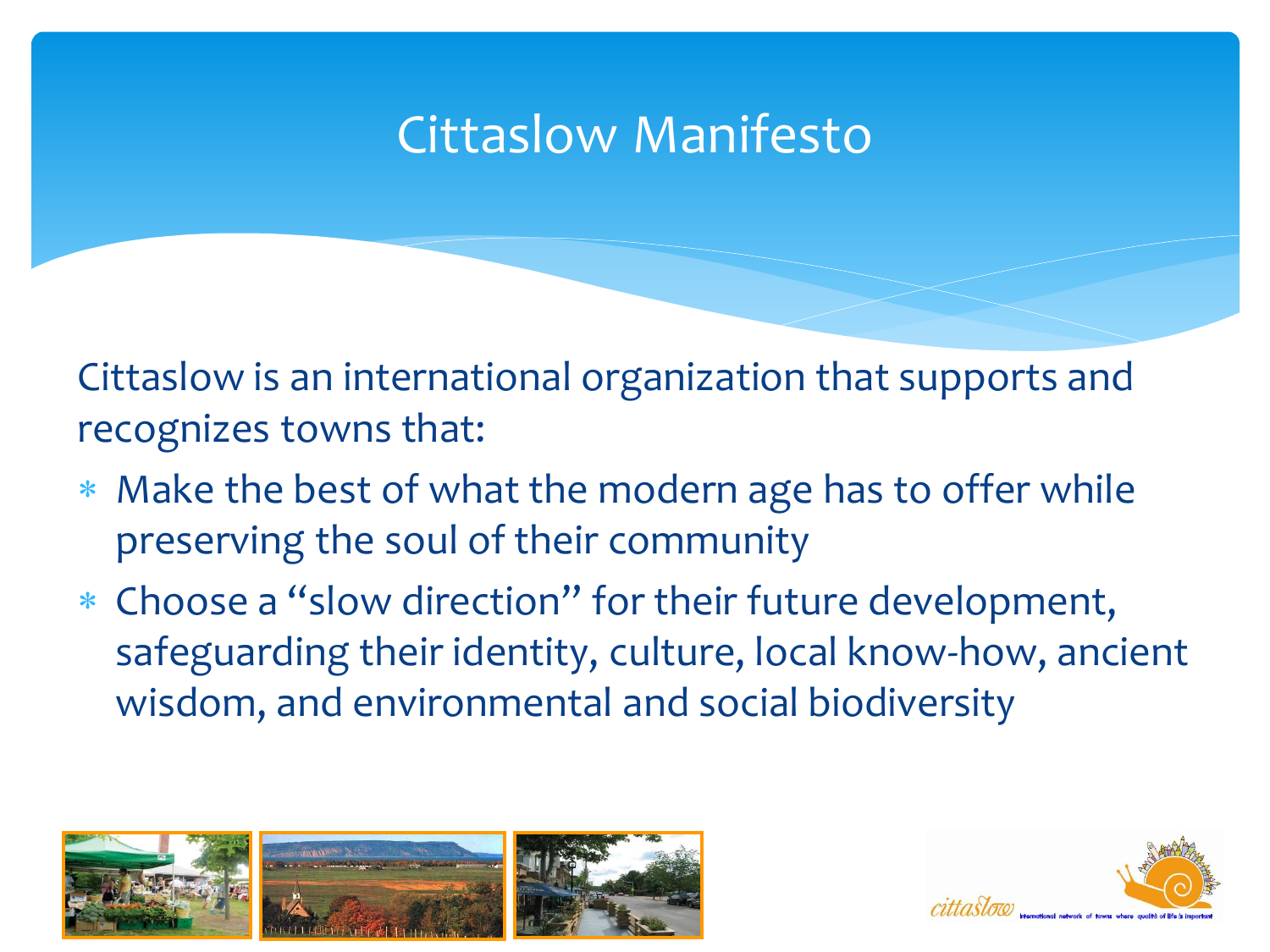# Cittaslow Manifesto

Cittaslow is an international organization that supports and recognizes towns that:

- Make the best of what the modern age has to offer while preserving the soul of their community
- Choose a "slow direction" for their future development, safeguarding their identity, culture, local know-how, ancient wisdom, and environmental and social biodiversity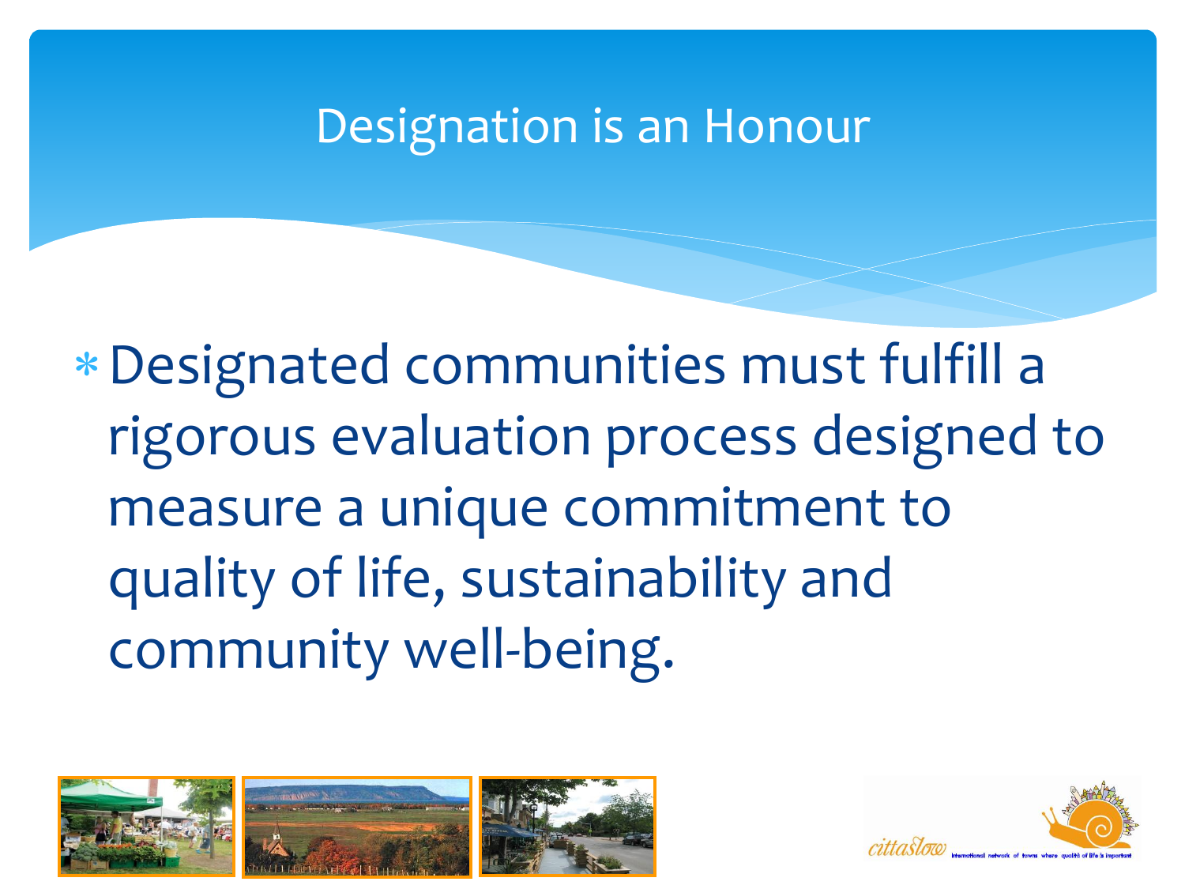# Designation is an Honour

- Designated communities must fulfill a rigorous evaluation process designed to measure a unique commitment to quality of life, sustainability and community well-being.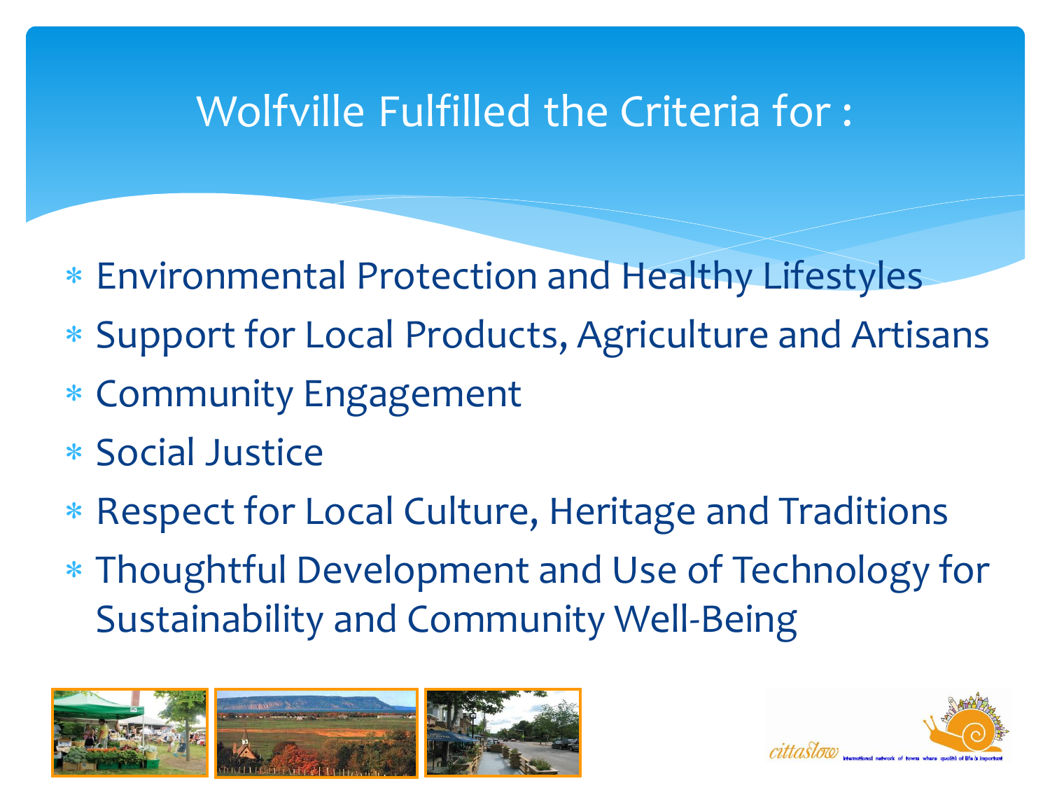# Wolfville Fulfilled the Criteria for :

* Environmental Protection and Healthy Lifestyles
* Support for Local Products, Agriculture and Artisans
* Community Engagement
* Social Justice
* Respect for Local Culture, Heritage and Traditions
* Thoughtful Development and Use of Technology for Sustainability and Community Well-Being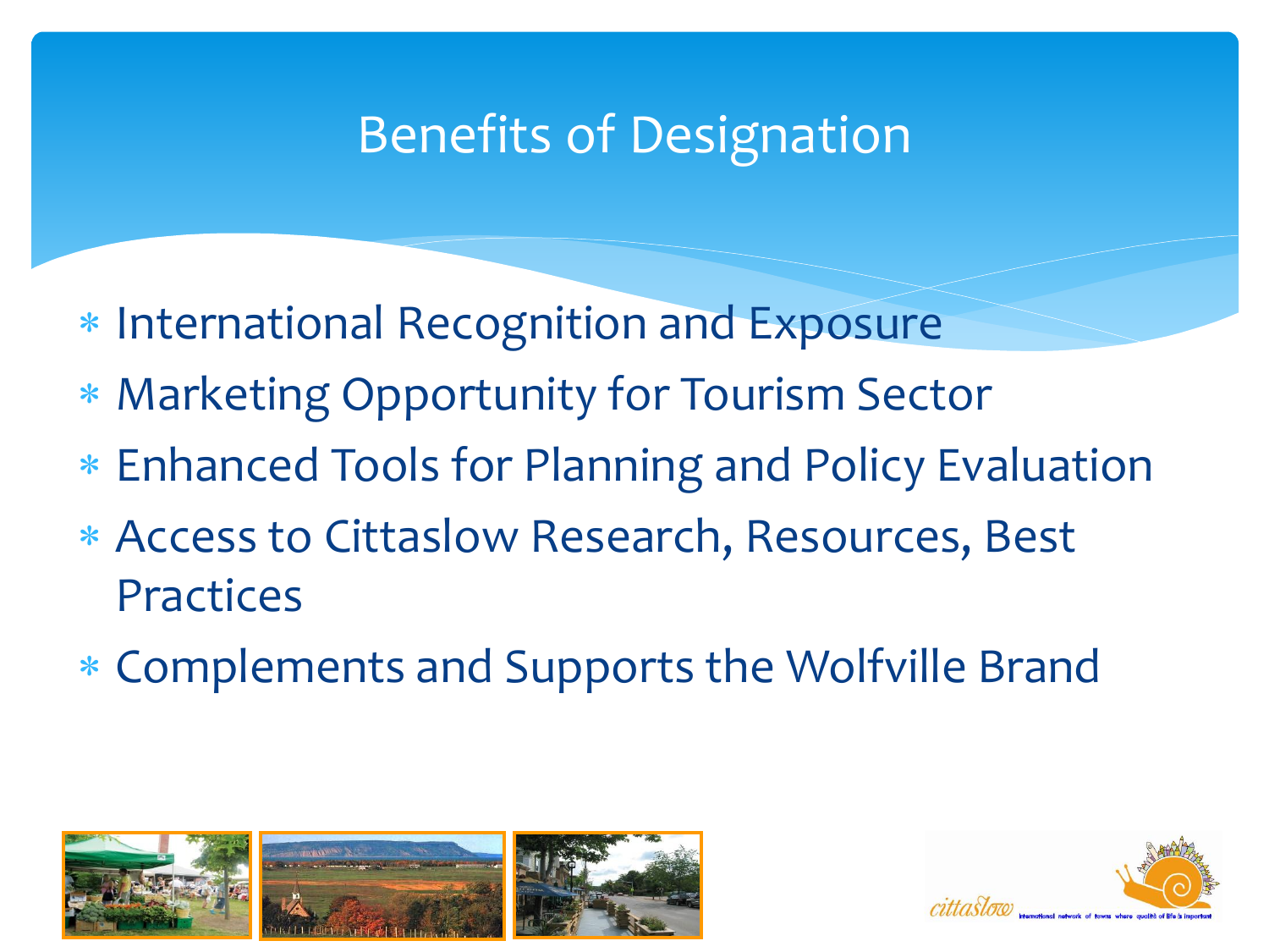## Benefits of Designation

* International Recognition and Exposure
* Marketing Opportunity for Tourism Sector
* Enhanced Tools for Planning and Policy Evaluation
* Access to Cittaslow Research, Resources, Best Practices
* Complements and Supports the Wolfville Brand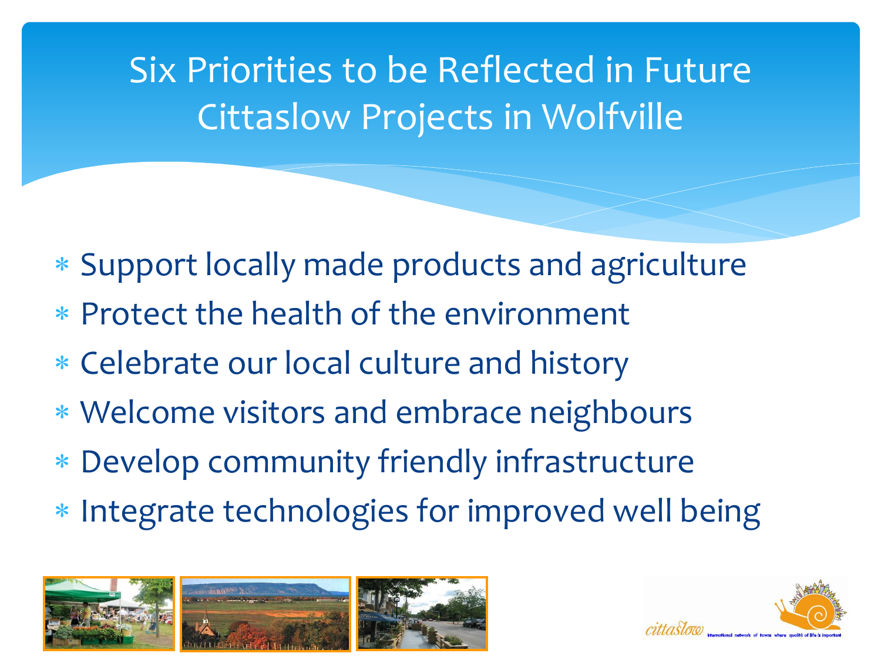# Six Priorities to be Reflected in Future Cittaslow Projects in Wolfville

- Support locally made products and agriculture
- Protect the health of the environment
- Celebrate our local culture and history
- Welcome visitors and embrace neighbours
- Develop community friendly infrastructure
- Integrate technologies for improved well being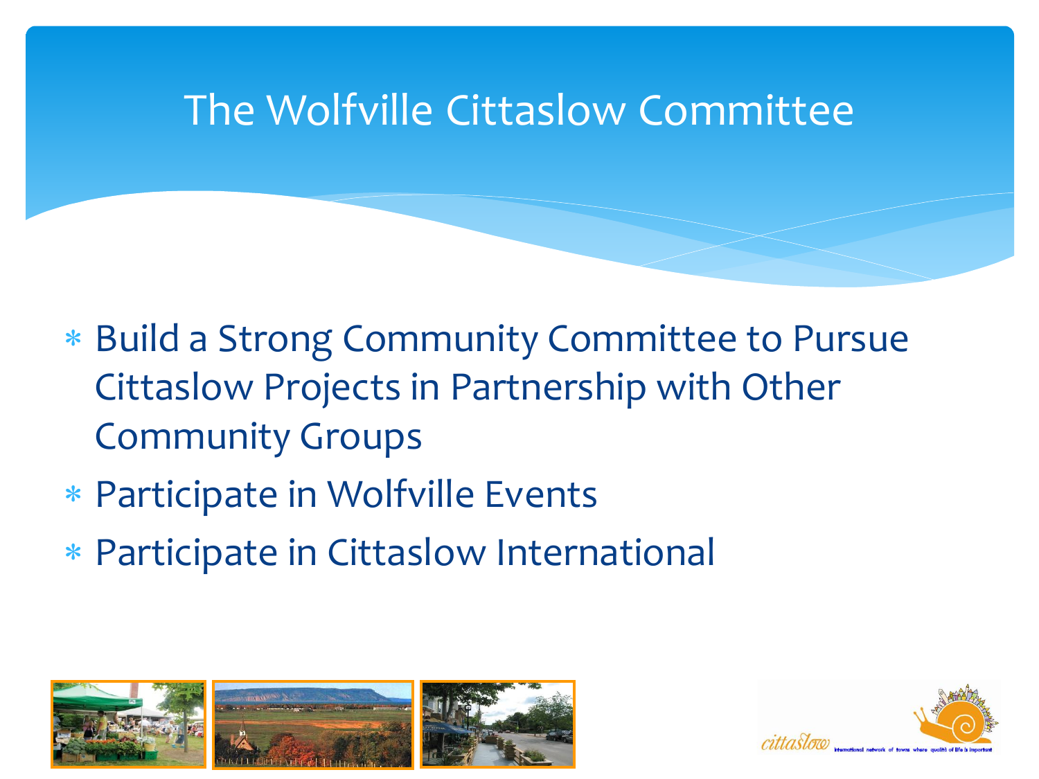# The Wolfville Cittaslow Committee

- Build a Strong Community Committee to Pursue Cittaslow Projects in Partnership with Other Community Groups
- Participate in Wolfville Events
- Participate in Cittaslow International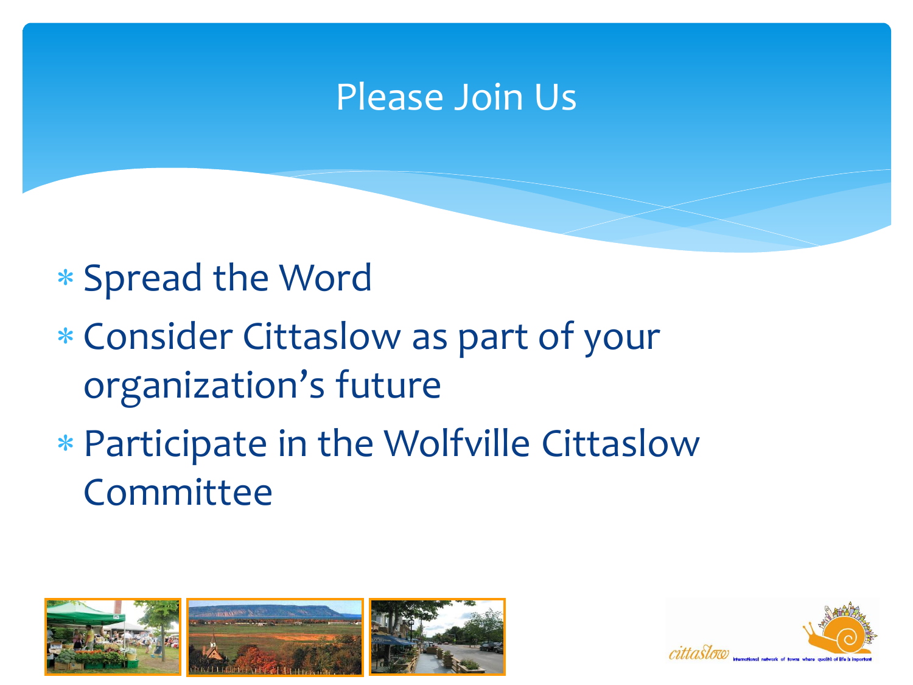# Please Join Us

- Spread the Word
- Consider Cittaslow as part of your organization's future
- Participate in the Wolfville Cittaslow Committee